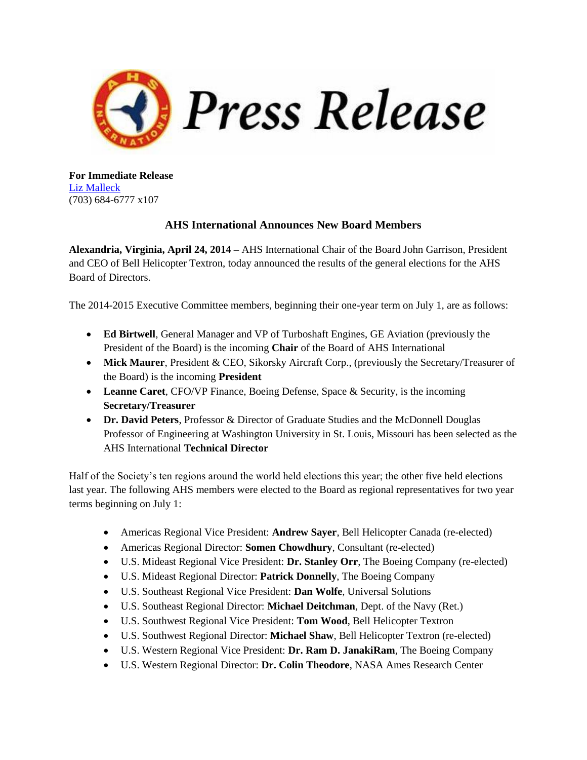# Press Release

**For Immediate Release**
Liz Malleck
(703) 684-6777 x107

## AHS International Announces New Board Members

**Alexandria, Virginia, April 24, 2014 –** AHS International Chair of the Board John Garrison, President and CEO of Bell Helicopter Textron, today announced the results of the general elections for the AHS Board of Directors.

The 2014-2015 Executive Committee members, beginning their one-year term on July 1, are as follows:

- **Ed Birtwell**, General Manager and VP of Turboshaft Engines, GE Aviation (previously the President of the Board) is the incoming **Chair** of the Board of AHS International
- **Mick Maurer**, President & CEO, Sikorsky Aircraft Corp., (previously the Secretary/Treasurer of the Board) is the incoming **President**
- **Leanne Caret**, CFO/VP Finance, Boeing Defense, Space & Security, is the incoming **Secretary/Treasurer**
- **Dr. David Peters**, Professor & Director of Graduate Studies and the McDonnell Douglas Professor of Engineering at Washington University in St. Louis, Missouri has been selected as the AHS International **Technical Director**

Half of the Society's ten regions around the world held elections this year; the other five held elections last year. The following AHS members were elected to the Board as regional representatives for two year terms beginning on July 1:

- Americas Regional Vice President: **Andrew Sayer**, Bell Helicopter Canada (re-elected)
- Americas Regional Director: **Somen Chowdhury**, Consultant (re-elected)
- U.S. Mideast Regional Vice President: **Dr. Stanley Orr**, The Boeing Company (re-elected)
- U.S. Mideast Regional Director: **Patrick Donnelly**, The Boeing Company
- U.S. Southeast Regional Vice President: **Dan Wolfe**, Universal Solutions
- U.S. Southeast Regional Director: **Michael Deitchman**, Dept. of the Navy (Ret.)
- U.S. Southwest Regional Vice President: **Tom Wood**, Bell Helicopter Textron
- U.S. Southwest Regional Director: **Michael Shaw**, Bell Helicopter Textron (re-elected)
- U.S. Western Regional Vice President: **Dr. Ram D. JanakiRam**, The Boeing Company
- U.S. Western Regional Director: **Dr. Colin Theodore**, NASA Ames Research Center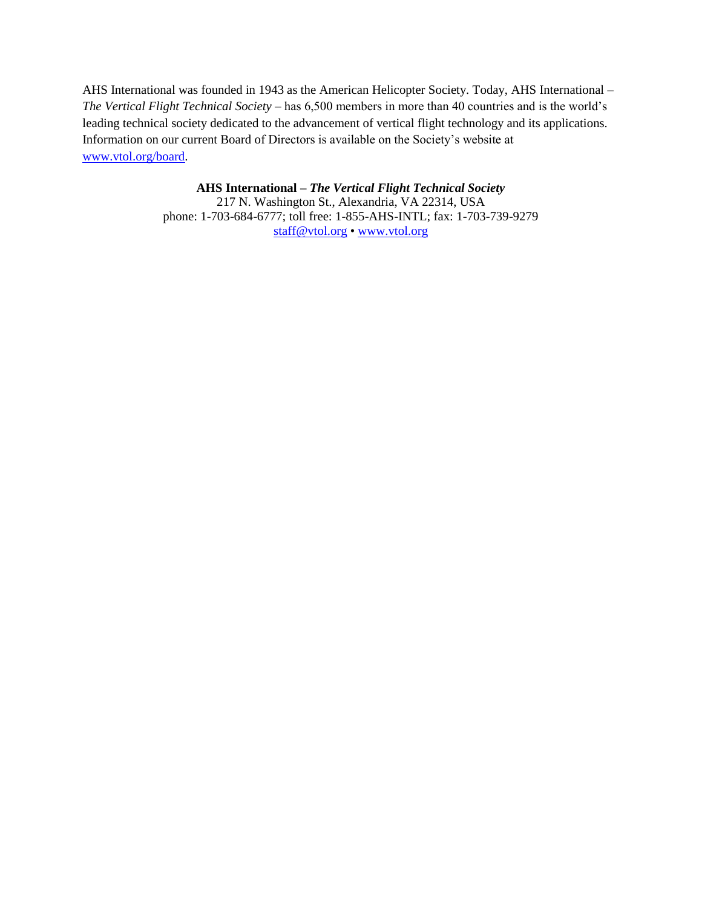AHS International was founded in 1943 as the American Helicopter Society. Today, AHS International – *The Vertical Flight Technical Society* – has 6,500 members in more than 40 countries and is the world's leading technical society dedicated to the advancement of vertical flight technology and its applications. Information on our current Board of Directors is available on the Society's website at [www.vtol.org/board](http://www.vtol.org/board).

**AHS International – *The Vertical Flight Technical Society***
217 N. Washington St., Alexandria, VA 22314, USA
phone: 1-703-684-6777; toll free: 1-855-AHS-INTL; fax: 1-703-739-9279
[staff@vtol.org](mailto:staff@vtol.org) • [www.vtol.org](http://www.vtol.org)